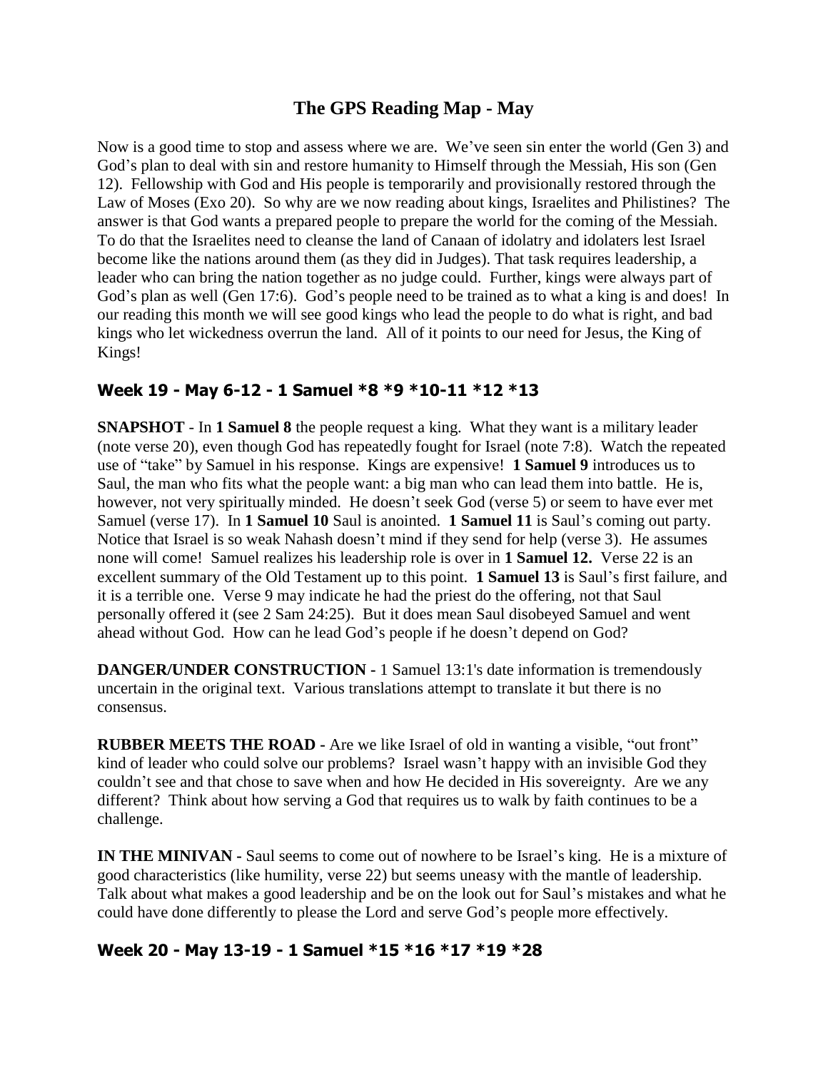# The GPS Reading Map - May

Now is a good time to stop and assess where we are. We've seen sin enter the world (Gen 3) and God's plan to deal with sin and restore humanity to Himself through the Messiah, His son (Gen 12). Fellowship with God and His people is temporarily and provisionally restored through the Law of Moses (Exo 20). So why are we now reading about kings, Israelites and Philistines? The answer is that God wants a prepared people to prepare the world for the coming of the Messiah. To do that the Israelites need to cleanse the land of Canaan of idolatry and idolaters lest Israel become like the nations around them (as they did in Judges). That task requires leadership, a leader who can bring the nation together as no judge could. Further, kings were always part of God's plan as well (Gen 17:6). God's people need to be trained as to what a king is and does! In our reading this month we will see good kings who lead the people to do what is right, and bad kings who let wickedness overrun the land. All of it points to our need for Jesus, the King of Kings!

## Week 19 - May 6-12 - 1 Samuel *8 *9 *10-11 *12 *13

**SNAPSHOT** - In **1 Samuel 8** the people request a king. What they want is a military leader (note verse 20), even though God has repeatedly fought for Israel (note 7:8). Watch the repeated use of "take" by Samuel in his response. Kings are expensive! **1 Samuel 9** introduces us to Saul, the man who fits what the people want: a big man who can lead them into battle. He is, however, not very spiritually minded. He doesn't seek God (verse 5) or seem to have ever met Samuel (verse 17). In **1 Samuel 10** Saul is anointed. **1 Samuel 11** is Saul's coming out party. Notice that Israel is so weak Nahash doesn't mind if they send for help (verse 3). He assumes none will come! Samuel realizes his leadership role is over in **1 Samuel 12.** Verse 22 is an excellent summary of the Old Testament up to this point. **1 Samuel 13** is Saul's first failure, and it is a terrible one. Verse 9 may indicate he had the priest do the offering, not that Saul personally offered it (see 2 Sam 24:25). But it does mean Saul disobeyed Samuel and went ahead without God. How can he lead God's people if he doesn't depend on God?

**DANGER/UNDER CONSTRUCTION -** 1 Samuel 13:1's date information is tremendously uncertain in the original text. Various translations attempt to translate it but there is no consensus.

**RUBBER MEETS THE ROAD -** Are we like Israel of old in wanting a visible, "out front" kind of leader who could solve our problems? Israel wasn't happy with an invisible God they couldn't see and that chose to save when and how He decided in His sovereignty. Are we any different? Think about how serving a God that requires us to walk by faith continues to be a challenge.

**IN THE MINIVAN -** Saul seems to come out of nowhere to be Israel's king. He is a mixture of good characteristics (like humility, verse 22) but seems uneasy with the mantle of leadership. Talk about what makes a good leadership and be on the look out for Saul's mistakes and what he could have done differently to please the Lord and serve God's people more effectively.

## Week 20 - May 13-19 - 1 Samuel *15 *16 *17 *19 *28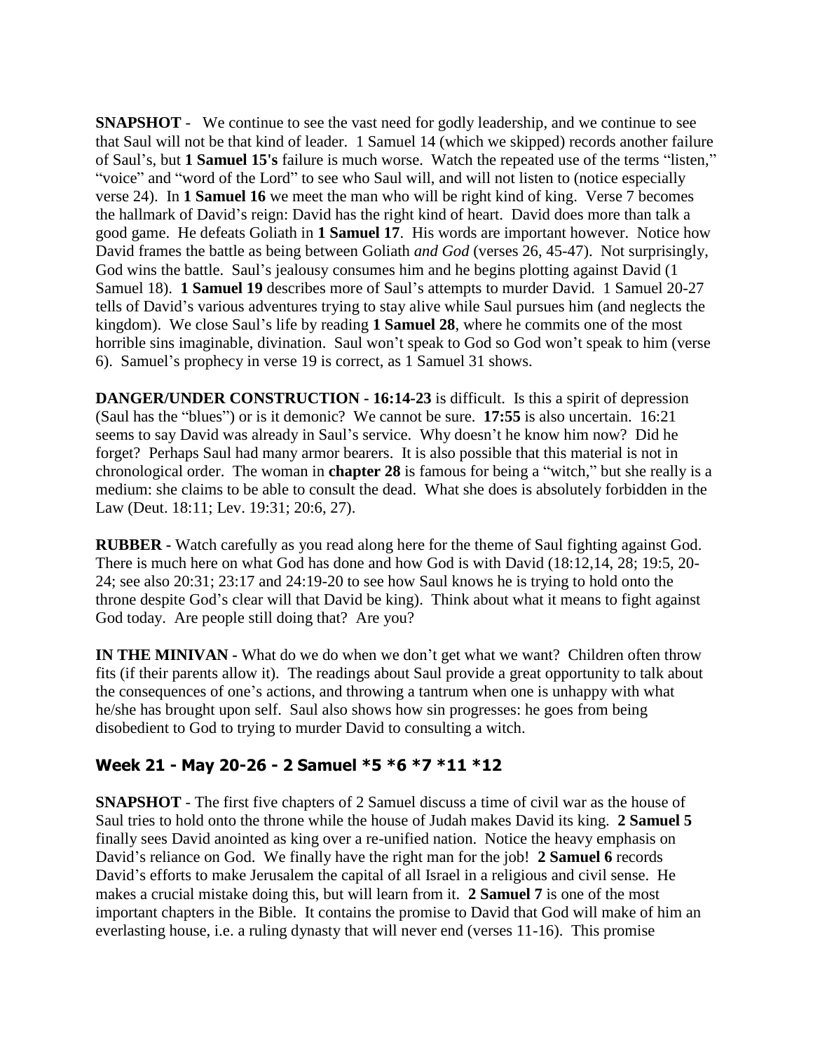**SNAPSHOT** - We continue to see the vast need for godly leadership, and we continue to see that Saul will not be that kind of leader. 1 Samuel 14 (which we skipped) records another failure of Saul's, but **1 Samuel 15's** failure is much worse. Watch the repeated use of the terms "listen," "voice" and "word of the Lord" to see who Saul will, and will not listen to (notice especially verse 24). In **1 Samuel 16** we meet the man who will be right kind of king. Verse 7 becomes the hallmark of David's reign: David has the right kind of heart. David does more than talk a good game. He defeats Goliath in **1 Samuel 17**. His words are important however. Notice how David frames the battle as being between Goliath *and God* (verses 26, 45-47). Not surprisingly, God wins the battle. Saul's jealousy consumes him and he begins plotting against David (1 Samuel 18). **1 Samuel 19** describes more of Saul's attempts to murder David. 1 Samuel 20-27 tells of David's various adventures trying to stay alive while Saul pursues him (and neglects the kingdom). We close Saul's life by reading **1 Samuel 28**, where he commits one of the most horrible sins imaginable, divination. Saul won't speak to God so God won't speak to him (verse 6). Samuel's prophecy in verse 19 is correct, as 1 Samuel 31 shows.

**DANGER/UNDER CONSTRUCTION - 16:14-23** is difficult. Is this a spirit of depression (Saul has the "blues") or is it demonic? We cannot be sure. **17:55** is also uncertain. 16:21 seems to say David was already in Saul's service. Why doesn't he know him now? Did he forget? Perhaps Saul had many armor bearers. It is also possible that this material is not in chronological order. The woman in **chapter 28** is famous for being a "witch," but she really is a medium: she claims to be able to consult the dead. What she does is absolutely forbidden in the Law (Deut. 18:11; Lev. 19:31; 20:6, 27).

**RUBBER -** Watch carefully as you read along here for the theme of Saul fighting against God. There is much here on what God has done and how God is with David (18:12,14, 28; 19:5, 20-24; see also 20:31; 23:17 and 24:19-20 to see how Saul knows he is trying to hold onto the throne despite God's clear will that David be king). Think about what it means to fight against God today. Are people still doing that? Are you?

**IN THE MINIVAN -** What do we do when we don't get what we want? Children often throw fits (if their parents allow it). The readings about Saul provide a great opportunity to talk about the consequences of one's actions, and throwing a tantrum when one is unhappy with what he/she has brought upon self. Saul also shows how sin progresses: he goes from being disobedient to God to trying to murder David to consulting a witch.

## Week 21 - May 20-26 - 2 Samuel *5 *6 *7 *11 *12

**SNAPSHOT** - The first five chapters of 2 Samuel discuss a time of civil war as the house of Saul tries to hold onto the throne while the house of Judah makes David its king. **2 Samuel 5** finally sees David anointed as king over a re-unified nation. Notice the heavy emphasis on David's reliance on God. We finally have the right man for the job! **2 Samuel 6** records David's efforts to make Jerusalem the capital of all Israel in a religious and civil sense. He makes a crucial mistake doing this, but will learn from it. **2 Samuel 7** is one of the most important chapters in the Bible. It contains the promise to David that God will make of him an everlasting house, i.e. a ruling dynasty that will never end (verses 11-16). This promise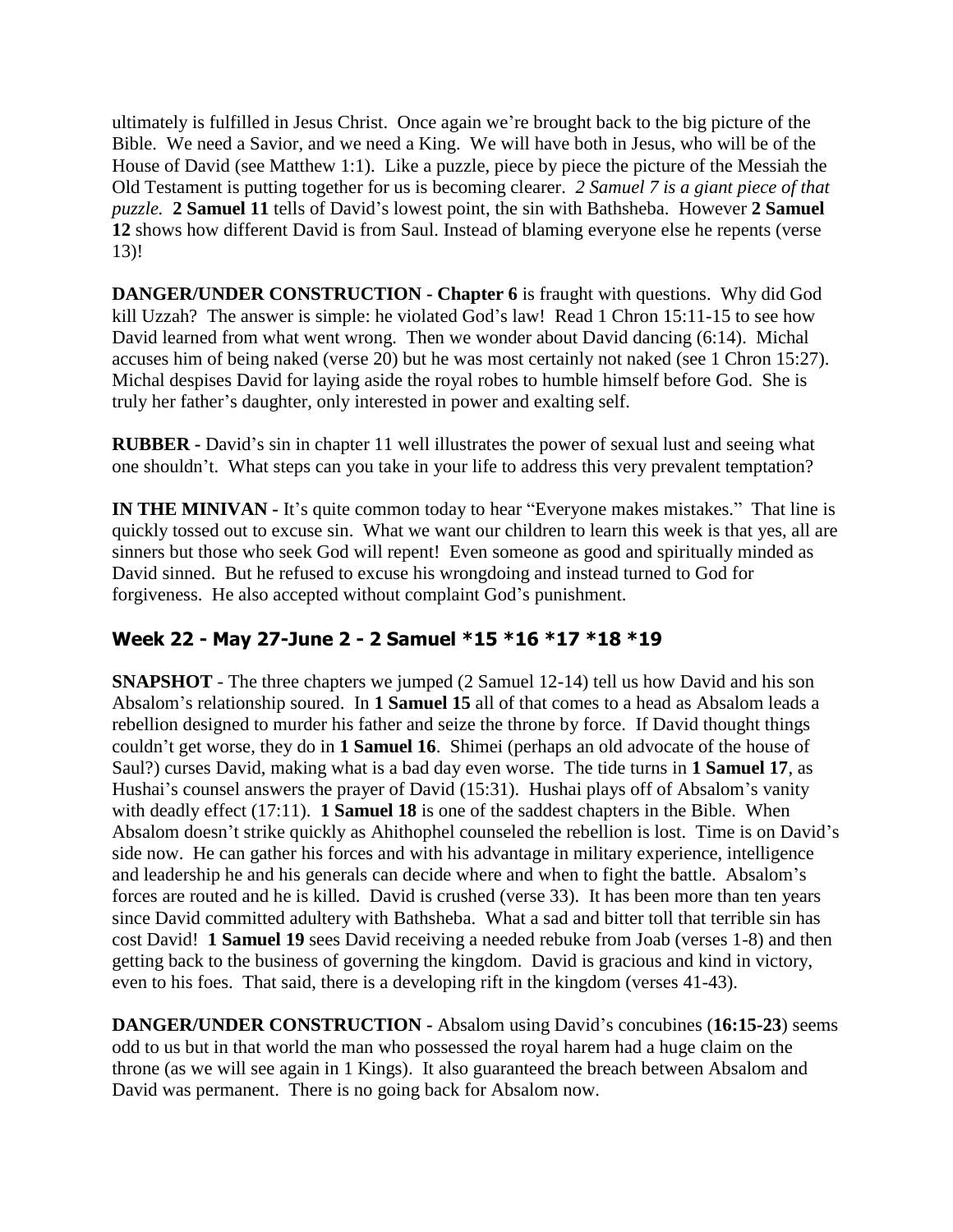ultimately is fulfilled in Jesus Christ. Once again we're brought back to the big picture of the Bible. We need a Savior, and we need a King. We will have both in Jesus, who will be of the House of David (see Matthew 1:1). Like a puzzle, piece by piece the picture of the Messiah the Old Testament is putting together for us is becoming clearer. *2 Samuel 7 is a giant piece of that puzzle.* **2 Samuel 11** tells of David's lowest point, the sin with Bathsheba. However **2 Samuel 12** shows how different David is from Saul. Instead of blaming everyone else he repents (verse 13)!

**DANGER/UNDER CONSTRUCTION - Chapter 6** is fraught with questions. Why did God kill Uzzah? The answer is simple: he violated God's law! Read 1 Chron 15:11-15 to see how David learned from what went wrong. Then we wonder about David dancing (6:14). Michal accuses him of being naked (verse 20) but he was most certainly not naked (see 1 Chron 15:27). Michal despises David for laying aside the royal robes to humble himself before God. She is truly her father's daughter, only interested in power and exalting self.

**RUBBER -** David's sin in chapter 11 well illustrates the power of sexual lust and seeing what one shouldn't. What steps can you take in your life to address this very prevalent temptation?

**IN THE MINIVAN -** It's quite common today to hear "Everyone makes mistakes." That line is quickly tossed out to excuse sin. What we want our children to learn this week is that yes, all are sinners but those who seek God will repent! Even someone as good and spiritually minded as David sinned. But he refused to excuse his wrongdoing and instead turned to God for forgiveness. He also accepted without complaint God's punishment.

## Week 22 - May 27-June 2 - 2 Samuel *15 *16 *17 *18 *19

**SNAPSHOT** - The three chapters we jumped (2 Samuel 12-14) tell us how David and his son Absalom's relationship soured. In **1 Samuel 15** all of that comes to a head as Absalom leads a rebellion designed to murder his father and seize the throne by force. If David thought things couldn't get worse, they do in **1 Samuel 16**. Shimei (perhaps an old advocate of the house of Saul?) curses David, making what is a bad day even worse. The tide turns in **1 Samuel 17**, as Hushai's counsel answers the prayer of David (15:31). Hushai plays off of Absalom's vanity with deadly effect (17:11). **1 Samuel 18** is one of the saddest chapters in the Bible. When Absalom doesn't strike quickly as Ahithophel counseled the rebellion is lost. Time is on David's side now. He can gather his forces and with his advantage in military experience, intelligence and leadership he and his generals can decide where and when to fight the battle. Absalom's forces are routed and he is killed. David is crushed (verse 33). It has been more than ten years since David committed adultery with Bathsheba. What a sad and bitter toll that terrible sin has cost David! **1 Samuel 19** sees David receiving a needed rebuke from Joab (verses 1-8) and then getting back to the business of governing the kingdom. David is gracious and kind in victory, even to his foes. That said, there is a developing rift in the kingdom (verses 41-43).

**DANGER/UNDER CONSTRUCTION -** Absalom using David's concubines (**16:15-23**) seems odd to us but in that world the man who possessed the royal harem had a huge claim on the throne (as we will see again in 1 Kings). It also guaranteed the breach between Absalom and David was permanent. There is no going back for Absalom now.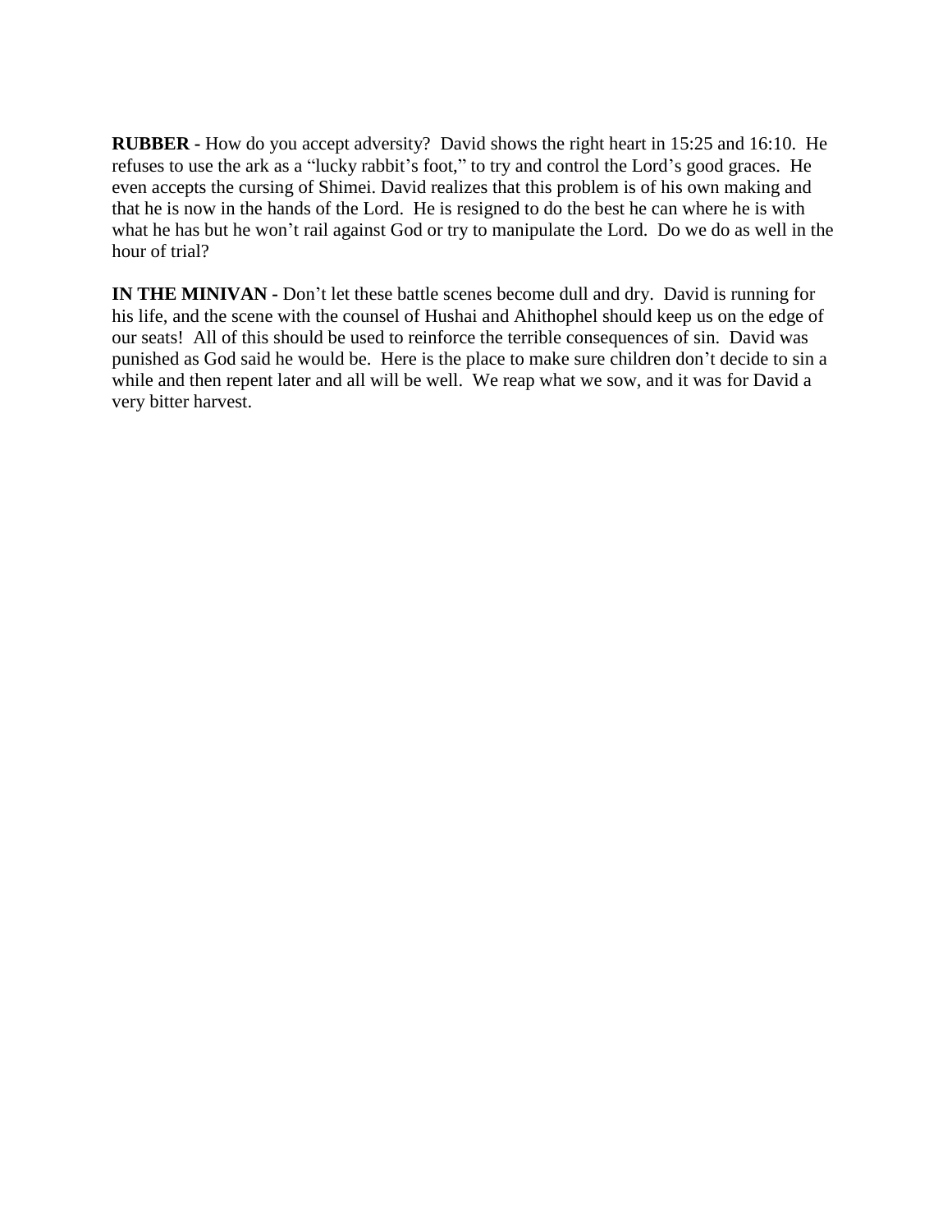**RUBBER -** How do you accept adversity? David shows the right heart in 15:25 and 16:10. He refuses to use the ark as a "lucky rabbit's foot," to try and control the Lord's good graces. He even accepts the cursing of Shimei. David realizes that this problem is of his own making and that he is now in the hands of the Lord. He is resigned to do the best he can where he is with what he has but he won't rail against God or try to manipulate the Lord. Do we do as well in the hour of trial?

**IN THE MINIVAN -** Don't let these battle scenes become dull and dry. David is running for his life, and the scene with the counsel of Hushai and Ahithophel should keep us on the edge of our seats! All of this should be used to reinforce the terrible consequences of sin. David was punished as God said he would be. Here is the place to make sure children don't decide to sin a while and then repent later and all will be well. We reap what we sow, and it was for David a very bitter harvest.